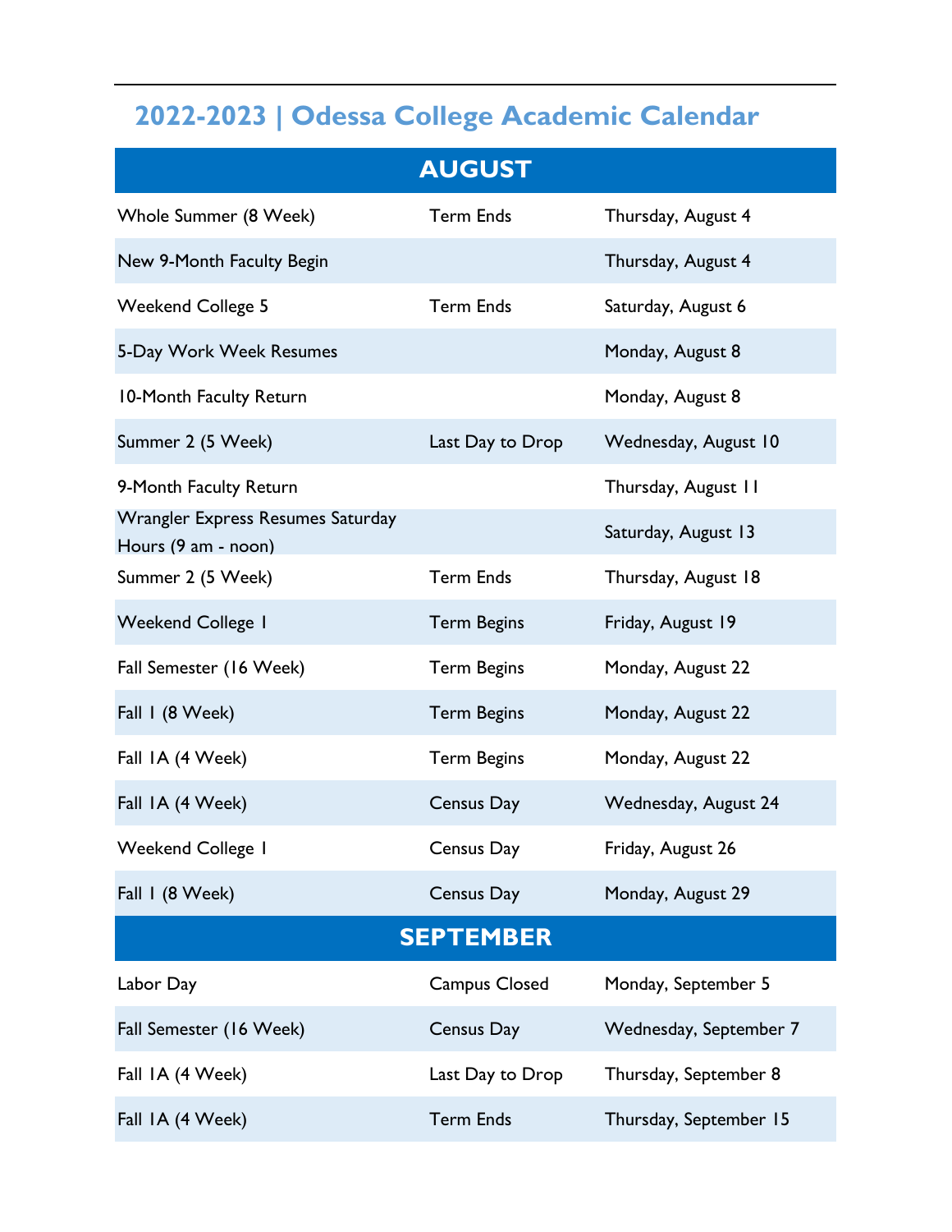# 2022-2023 | Odessa College Academic Calendar

## AUGUST

| | | |
|---|---|---|
| Whole Summer (8 Week) | Term Ends | Thursday, August 4 |
| New 9-Month Faculty Begin | | Thursday, August 4 |
| Weekend College 5 | Term Ends | Saturday, August 6 |
| 5-Day Work Week Resumes | | Monday, August 8 |
| 10-Month Faculty Return | | Monday, August 8 |
| Summer 2 (5 Week) | Last Day to Drop | Wednesday, August 10 |
| 9-Month Faculty Return | | Thursday, August 11 |
| Wrangler Express Resumes Saturday Hours (9 am - noon) | | Saturday, August 13 |
| Summer 2 (5 Week) | Term Ends | Thursday, August 18 |
| Weekend College 1 | Term Begins | Friday, August 19 |
| Fall Semester (16 Week) | Term Begins | Monday, August 22 |
| Fall 1 (8 Week) | Term Begins | Monday, August 22 |
| Fall 1A (4 Week) | Term Begins | Monday, August 22 |
| Fall 1A (4 Week) | Census Day | Wednesday, August 24 |
| Weekend College 1 | Census Day | Friday, August 26 |
| Fall 1 (8 Week) | Census Day | Monday, August 29 |

## SEPTEMBER

| | | |
|---|---|---|
| Labor Day | Campus Closed | Monday, September 5 |
| Fall Semester (16 Week) | Census Day | Wednesday, September 7 |
| Fall 1A (4 Week) | Last Day to Drop | Thursday, September 8 |
| Fall 1A (4 Week) | Term Ends | Thursday, September 15 |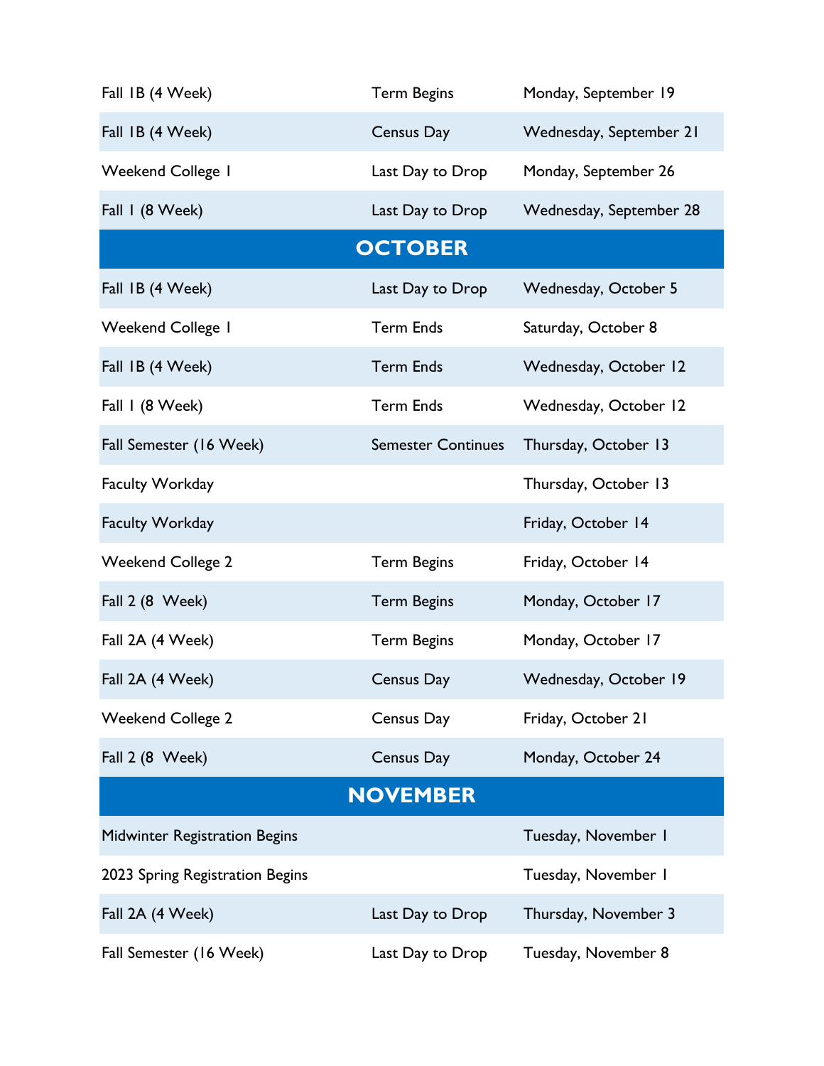| | | |
|---|---|---|
| Fall 1B (4 Week) | Term Begins | Monday, September 19 |
| Fall 1B (4 Week) | Census Day | Wednesday, September 21 |
| Weekend College 1 | Last Day to Drop | Monday, September 26 |
| Fall 1 (8 Week) | Last Day to Drop | Wednesday, September 28 |
| **OCTOBER** | | |
| Fall 1B (4 Week) | Last Day to Drop | Wednesday, October 5 |
| Weekend College 1 | Term Ends | Saturday, October 8 |
| Fall 1B (4 Week) | Term Ends | Wednesday, October 12 |
| Fall 1 (8 Week) | Term Ends | Wednesday, October 12 |
| Fall Semester (16 Week) | Semester Continues | Thursday, October 13 |
| Faculty Workday | | Thursday, October 13 |
| Faculty Workday | | Friday, October 14 |
| Weekend College 2 | Term Begins | Friday, October 14 |
| Fall 2 (8 Week) | Term Begins | Monday, October 17 |
| Fall 2A (4 Week) | Term Begins | Monday, October 17 |
| Fall 2A (4 Week) | Census Day | Wednesday, October 19 |
| Weekend College 2 | Census Day | Friday, October 21 |
| Fall 2 (8 Week) | Census Day | Monday, October 24 |
| **NOVEMBER** | | |
| Midwinter Registration Begins | | Tuesday, November 1 |
| 2023 Spring Registration Begins | | Tuesday, November 1 |
| Fall 2A (4 Week) | Last Day to Drop | Thursday, November 3 |
| Fall Semester (16 Week) | Last Day to Drop | Tuesday, November 8 |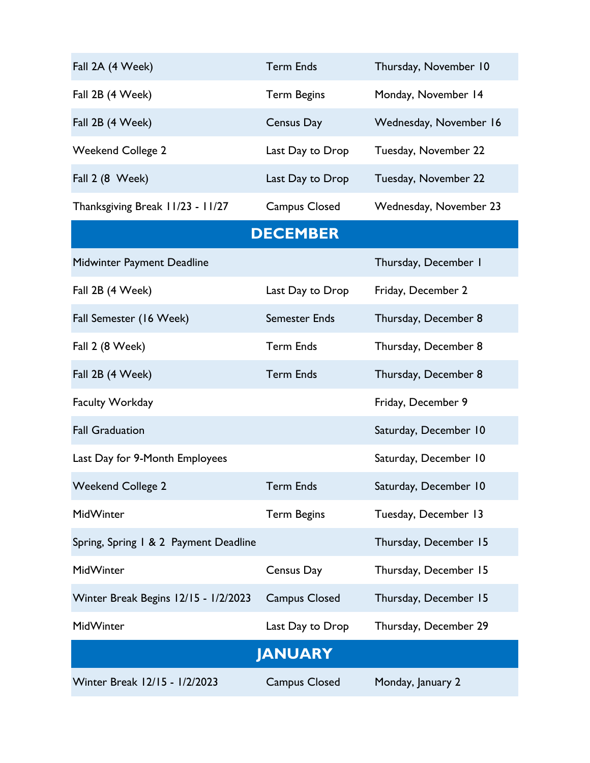| | | |
|---|---|---|
| Fall 2A (4 Week) | Term Ends | Thursday, November 10 |
| Fall 2B (4 Week) | Term Begins | Monday, November 14 |
| Fall 2B (4 Week) | Census Day | Wednesday, November 16 |
| Weekend College 2 | Last Day to Drop | Tuesday, November 22 |
| Fall 2 (8 Week) | Last Day to Drop | Tuesday, November 22 |
| Thanksgiving Break 11/23 - 11/27 | Campus Closed | Wednesday, November 23 |
| **DECEMBER** | | |
| Midwinter Payment Deadline | | Thursday, December 1 |
| Fall 2B (4 Week) | Last Day to Drop | Friday, December 2 |
| Fall Semester (16 Week) | Semester Ends | Thursday, December 8 |
| Fall 2 (8 Week) | Term Ends | Thursday, December 8 |
| Fall 2B (4 Week) | Term Ends | Thursday, December 8 |
| Faculty Workday | | Friday, December 9 |
| Fall Graduation | | Saturday, December 10 |
| Last Day for 9-Month Employees | | Saturday, December 10 |
| Weekend College 2 | Term Ends | Saturday, December 10 |
| MidWinter | Term Begins | Tuesday, December 13 |
| Spring, Spring 1 & 2 Payment Deadline | | Thursday, December 15 |
| MidWinter | Census Day | Thursday, December 15 |
| Winter Break Begins 12/15 - 1/2/2023 | Campus Closed | Thursday, December 15 |
| MidWinter | Last Day to Drop | Thursday, December 29 |
| **JANUARY** | | |
| Winter Break 12/15 - 1/2/2023 | Campus Closed | Monday, January 2 |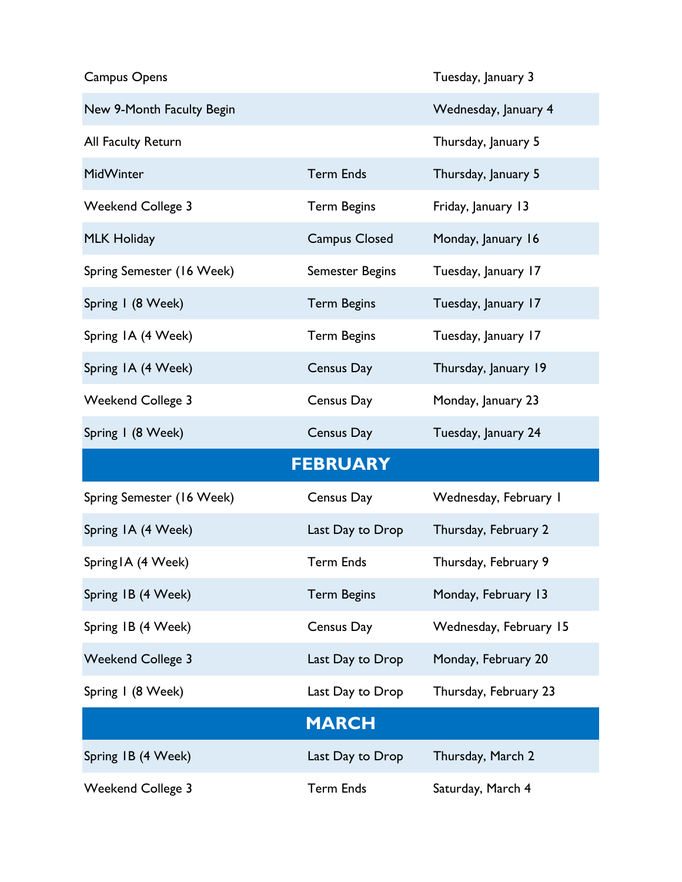| | | |
|---|---|---|
| Campus Opens | | Tuesday, January 3 |
| New 9-Month Faculty Begin | | Wednesday, January 4 |
| All Faculty Return | | Thursday, January 5 |
| MidWinter | Term Ends | Thursday, January 5 |
| Weekend College 3 | Term Begins | Friday, January 13 |
| MLK Holiday | Campus Closed | Monday, January 16 |
| Spring Semester (16 Week) | Semester Begins | Tuesday, January 17 |
| Spring 1 (8 Week) | Term Begins | Tuesday, January 17 |
| Spring 1A (4 Week) | Term Begins | Tuesday, January 17 |
| Spring 1A (4 Week) | Census Day | Thursday, January 19 |
| Weekend College 3 | Census Day | Monday, January 23 |
| Spring 1 (8 Week) | Census Day | Tuesday, January 24 |
| **FEBRUARY** | | |
| Spring Semester (16 Week) | Census Day | Wednesday, February 1 |
| Spring 1A (4 Week) | Last Day to Drop | Thursday, February 2 |
| Spring1A (4 Week) | Term Ends | Thursday, February 9 |
| Spring 1B (4 Week) | Term Begins | Monday, February 13 |
| Spring 1B (4 Week) | Census Day | Wednesday, February 15 |
| Weekend College 3 | Last Day to Drop | Monday, February 20 |
| Spring 1 (8 Week) | Last Day to Drop | Thursday, February 23 |
| **MARCH** | | |
| Spring 1B (4 Week) | Last Day to Drop | Thursday, March 2 |
| Weekend College 3 | Term Ends | Saturday, March 4 |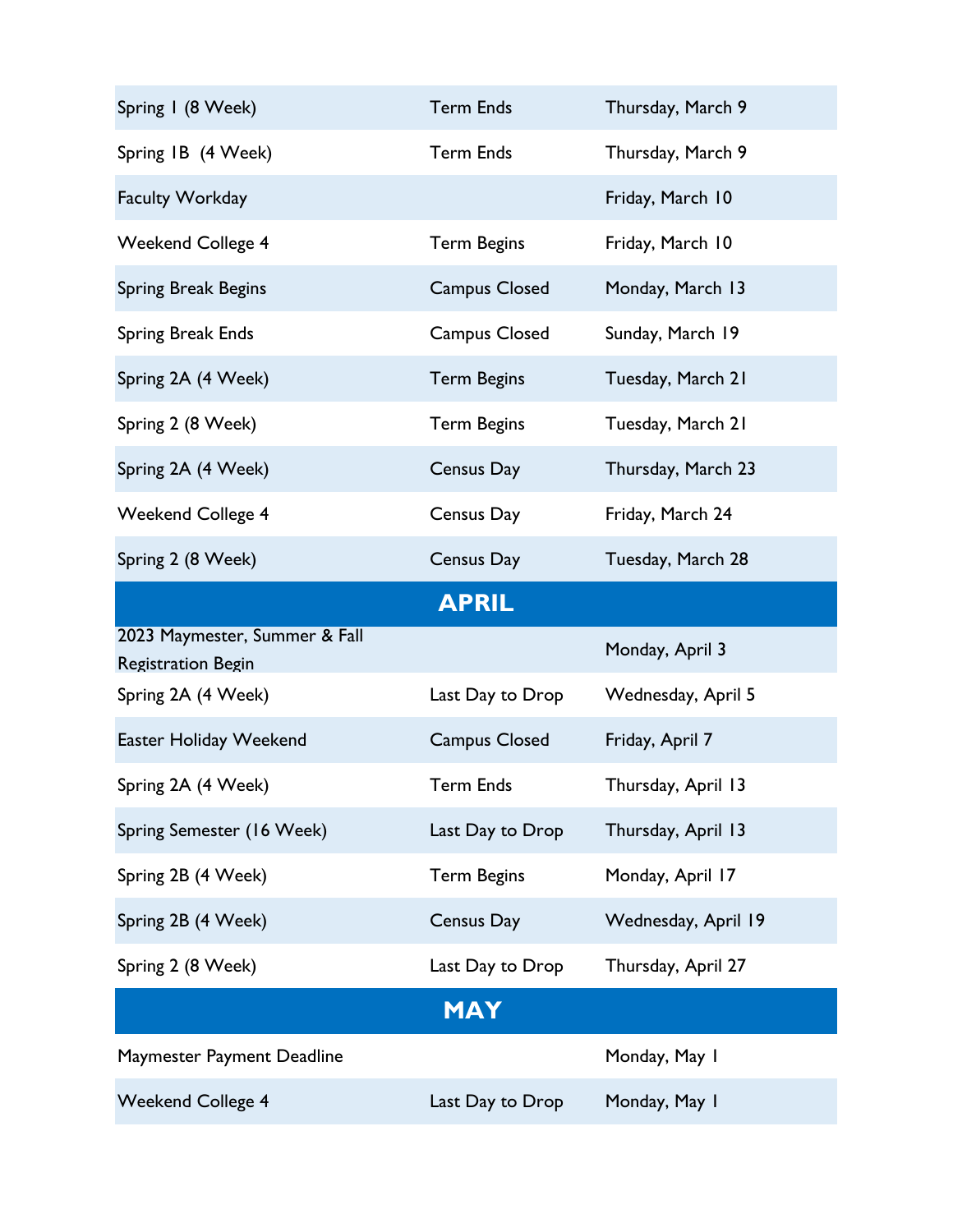| | | |
|---|---|---|
| Spring 1 (8 Week) | Term Ends | Thursday, March 9 |
| Spring 1B (4 Week) | Term Ends | Thursday, March 9 |
| Faculty Workday | | Friday, March 10 |
| Weekend College 4 | Term Begins | Friday, March 10 |
| Spring Break Begins | Campus Closed | Monday, March 13 |
| Spring Break Ends | Campus Closed | Sunday, March 19 |
| Spring 2A (4 Week) | Term Begins | Tuesday, March 21 |
| Spring 2 (8 Week) | Term Begins | Tuesday, March 21 |
| Spring 2A (4 Week) | Census Day | Thursday, March 23 |
| Weekend College 4 | Census Day | Friday, March 24 |
| Spring 2 (8 Week) | Census Day | Tuesday, March 28 |

## APRIL

| | | |
|---|---|---|
| 2023 Maymester, Summer & Fall Registration Begin | | Monday, April 3 |
| Spring 2A (4 Week) | Last Day to Drop | Wednesday, April 5 |
| Easter Holiday Weekend | Campus Closed | Friday, April 7 |
| Spring 2A (4 Week) | Term Ends | Thursday, April 13 |
| Spring Semester (16 Week) | Last Day to Drop | Thursday, April 13 |
| Spring 2B (4 Week) | Term Begins | Monday, April 17 |
| Spring 2B (4 Week) | Census Day | Wednesday, April 19 |
| Spring 2 (8 Week) | Last Day to Drop | Thursday, April 27 |

## MAY

| | | |
|---|---|---|
| Maymester Payment Deadline | | Monday, May 1 |
| Weekend College 4 | Last Day to Drop | Monday, May 1 |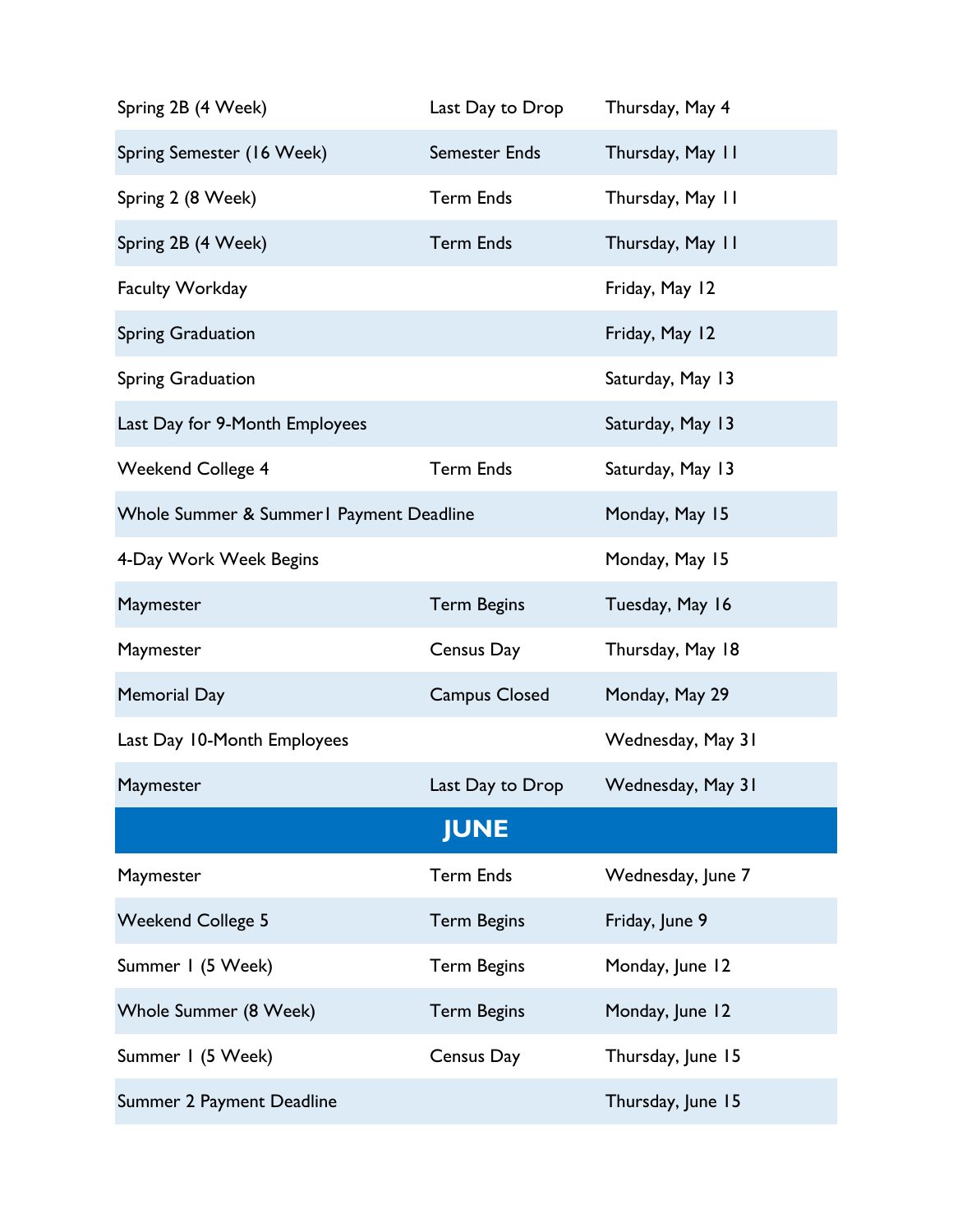| | | |
|---|---|---|
| Spring 2B (4 Week) | Last Day to Drop | Thursday, May 4 |
| Spring Semester (16 Week) | Semester Ends | Thursday, May 11 |
| Spring 2 (8 Week) | Term Ends | Thursday, May 11 |
| Spring 2B (4 Week) | Term Ends | Thursday, May 11 |
| Faculty Workday | | Friday, May 12 |
| Spring Graduation | | Friday, May 12 |
| Spring Graduation | | Saturday, May 13 |
| Last Day for 9-Month Employees | | Saturday, May 13 |
| Weekend College 4 | Term Ends | Saturday, May 13 |
| Whole Summer & Summer1 Payment Deadline | | Monday, May 15 |
| 4-Day Work Week Begins | | Monday, May 15 |
| Maymester | Term Begins | Tuesday, May 16 |
| Maymester | Census Day | Thursday, May 18 |
| Memorial Day | Campus Closed | Monday, May 29 |
| Last Day 10-Month Employees | | Wednesday, May 31 |
| Maymester | Last Day to Drop | Wednesday, May 31 |
| **JUNE** | | |
| Maymester | Term Ends | Wednesday, June 7 |
| Weekend College 5 | Term Begins | Friday, June 9 |
| Summer 1 (5 Week) | Term Begins | Monday, June 12 |
| Whole Summer (8 Week) | Term Begins | Monday, June 12 |
| Summer 1 (5 Week) | Census Day | Thursday, June 15 |
| Summer 2 Payment Deadline | | Thursday, June 15 |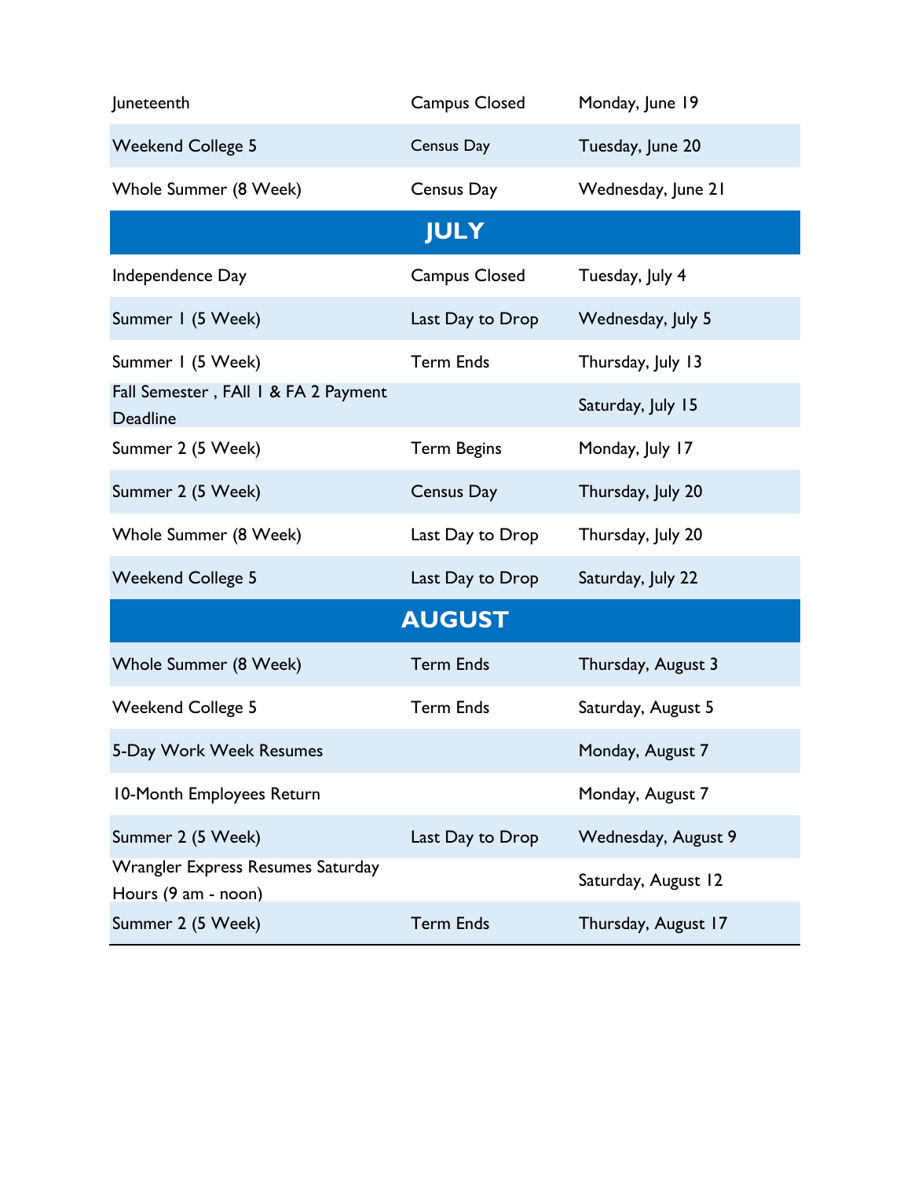| | | |
|---|---|---|
| Juneteenth | Campus Closed | Monday, June 19 |
| Weekend College 5 | Census Day | Tuesday, June 20 |
| Whole Summer (8 Week) | Census Day | Wednesday, June 21 |
| **JULY** | | |
| Independence Day | Campus Closed | Tuesday, July 4 |
| Summer 1 (5 Week) | Last Day to Drop | Wednesday, July 5 |
| Summer 1 (5 Week) | Term Ends | Thursday, July 13 |
| Fall Semester , FAll 1 & FA 2 Payment Deadline | | Saturday, July 15 |
| Summer 2 (5 Week) | Term Begins | Monday, July 17 |
| Summer 2 (5 Week) | Census Day | Thursday, July 20 |
| Whole Summer (8 Week) | Last Day to Drop | Thursday, July 20 |
| Weekend College 5 | Last Day to Drop | Saturday, July 22 |
| **AUGUST** | | |
| Whole Summer (8 Week) | Term Ends | Thursday, August 3 |
| Weekend College 5 | Term Ends | Saturday, August 5 |
| 5-Day Work Week Resumes | | Monday, August 7 |
| 10-Month Employees Return | | Monday, August 7 |
| Summer 2 (5 Week) | Last Day to Drop | Wednesday, August 9 |
| Wrangler Express Resumes Saturday Hours (9 am - noon) | | Saturday, August 12 |
| Summer 2 (5 Week) | Term Ends | Thursday, August 17 |